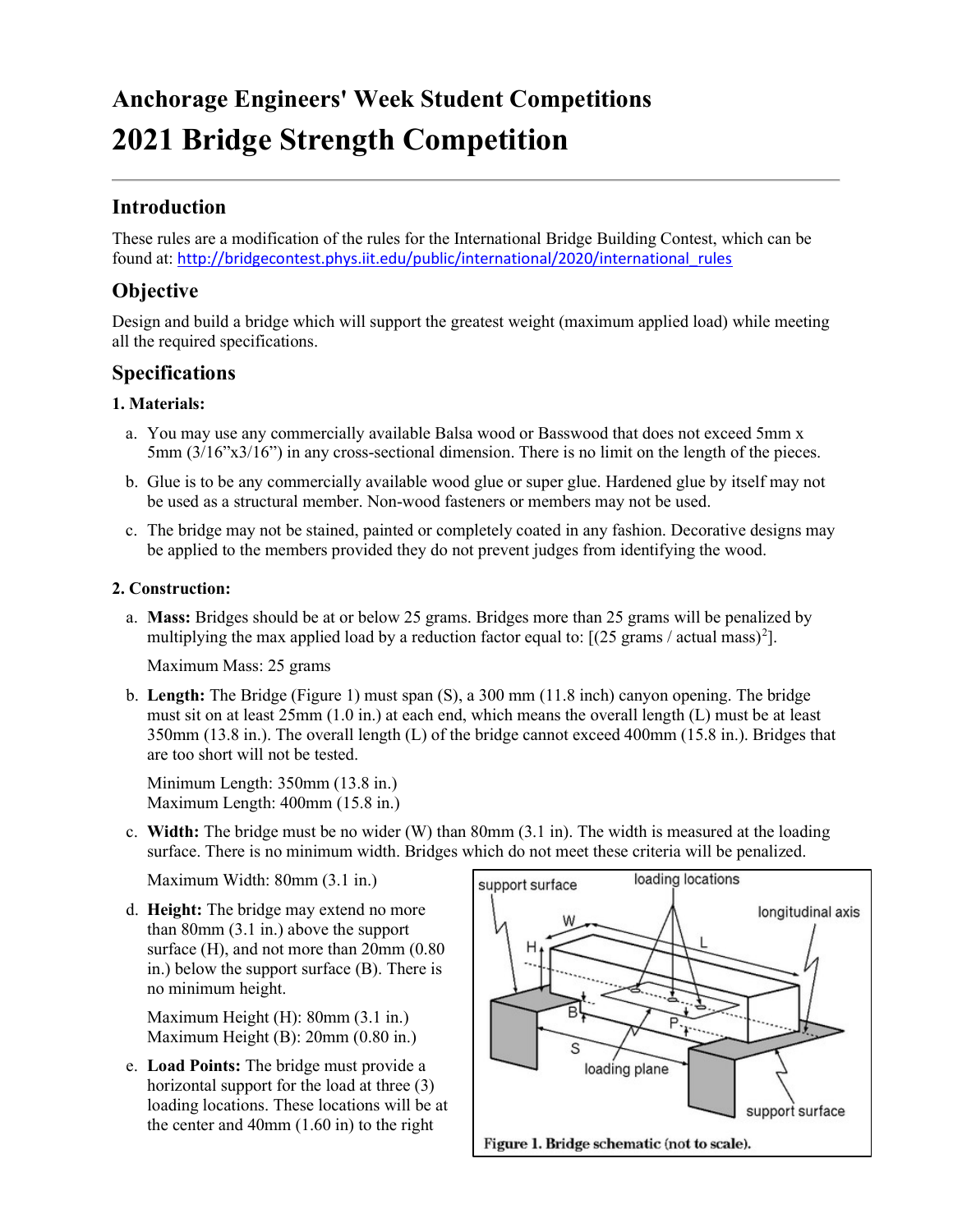# Anchorage Engineers' Week Student Competitions

# 2021 Bridge Strength Competition

## Introduction

These rules are a modification of the rules for the International Bridge Building Contest, which can be found at: http://bridgecontest.phys.iit.edu/public/international/2020/international_rules

## Objective

Design and build a bridge which will support the greatest weight (maximum applied load) while meeting all the required specifications.

## Specifications

### 1. Materials:

a. You may use any commercially available Balsa wood or Basswood that does not exceed 5mm x 5mm (3/16"x3/16") in any cross-sectional dimension. There is no limit on the length of the pieces.

b. Glue is to be any commercially available wood glue or super glue. Hardened glue by itself may not be used as a structural member. Non-wood fasteners or members may not be used.

c. The bridge may not be stained, painted or completely coated in any fashion. Decorative designs may be applied to the members provided they do not prevent judges from identifying the wood.

### 2. Construction:

a. **Mass:** Bridges should be at or below 25 grams. Bridges more than 25 grams will be penalized by multiplying the max applied load by a reduction factor equal to: $[(25 \text{ grams} / \text{actual mass})^2]$.

   Maximum Mass: 25 grams

b. **Length:** The Bridge (Figure 1) must span (S), a 300 mm (11.8 inch) canyon opening. The bridge must sit on at least 25mm (1.0 in.) at each end, which means the overall length (L) must be at least 350mm (13.8 in.). The overall length (L) of the bridge cannot exceed 400mm (15.8 in.). Bridges that are too short will not be tested.

   Minimum Length: 350mm (13.8 in.)
   Maximum Length: 400mm (15.8 in.)

c. **Width:** The bridge must be no wider (W) than 80mm (3.1 in). The width is measured at the loading surface. There is no minimum width. Bridges which do not meet these criteria will be penalized.

   Maximum Width: 80mm (3.1 in.)

d. **Height:** The bridge may extend no more than 80mm (3.1 in.) above the support surface (H), and not more than 20mm (0.80 in.) below the support surface (B). There is no minimum height.

   Maximum Height (H): 80mm (3.1 in.)
   Maximum Height (B): 20mm (0.80 in.)

e. **Load Points:** The bridge must provide a horizontal support for the load at three (3) loading locations. These locations will be at the center and 40mm (1.60 in) to the right

**Figure 1. Bridge schematic (not to scale).**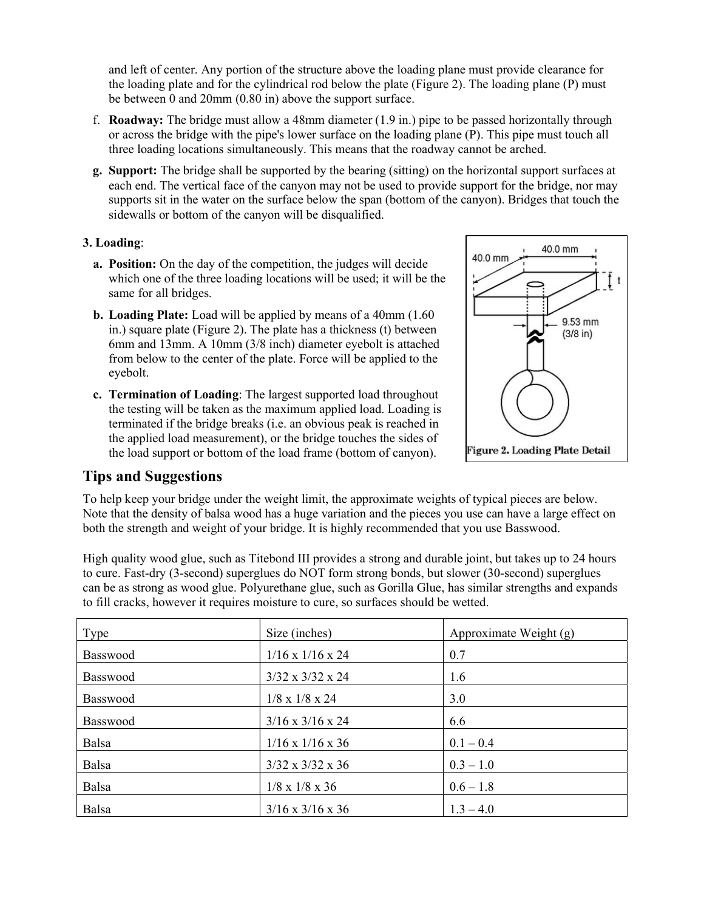and left of center. Any portion of the structure above the loading plane must provide clearance for the loading plate and for the cylindrical rod below the plate (Figure 2). The loading plane (P) must be between 0 and 20mm (0.80 in) above the support surface.

f. **Roadway:** The bridge must allow a 48mm diameter (1.9 in.) pipe to be passed horizontally through or across the bridge with the pipe's lower surface on the loading plane (P). This pipe must touch all three loading locations simultaneously. This means that the roadway cannot be arched.

g. **Support:** The bridge shall be supported by the bearing (sitting) on the horizontal support surfaces at each end. The vertical face of the canyon may not be used to provide support for the bridge, nor may supports sit in the water on the surface below the span (bottom of the canyon). Bridges that touch the sidewalls or bottom of the canyon will be disqualified.

**3. Loading**:

a. **Position:** On the day of the competition, the judges will decide which one of the three loading locations will be used; it will be the same for all bridges.

b. **Loading Plate:** Load will be applied by means of a 40mm (1.60 in.) square plate (Figure 2). The plate has a thickness (t) between 6mm and 13mm. A 10mm (3/8 inch) diameter eyebolt is attached from below to the center of the plate. Force will be applied to the eyebolt.

c. **Termination of Loading**: The largest supported load throughout the testing will be taken as the maximum applied load. Loading is terminated if the bridge breaks (i.e. an obvious peak is reached in the applied load measurement), or the bridge touches the sides of the load support or bottom of the load frame (bottom of canyon).

40.0 mm
40.0 mm
t
9.53 mm
(3/8 in)

**Figure 2. Loading Plate Detail**

## Tips and Suggestions

To help keep your bridge under the weight limit, the approximate weights of typical pieces are below. Note that the density of balsa wood has a huge variation and the pieces you use can have a large effect on both the strength and weight of your bridge. It is highly recommended that you use Basswood.

High quality wood glue, such as Titebond III provides a strong and durable joint, but takes up to 24 hours to cure. Fast-dry (3-second) superglues do NOT form strong bonds, but slower (30-second) superglues can be as strong as wood glue. Polyurethane glue, such as Gorilla Glue, has similar strengths and expands to fill cracks, however it requires moisture to cure, so surfaces should be wetted.

| Type | Size (inches) | Approximate Weight (g) |
|---|---|---|
| Basswood | 1/16 x 1/16 x 24 | 0.7 |
| Basswood | 3/32 x 3/32 x 24 | 1.6 |
| Basswood | 1/8 x 1/8 x 24 | 3.0 |
| Basswood | 3/16 x 3/16 x 24 | 6.6 |
| Balsa | 1/16 x 1/16 x 36 | 0.1 – 0.4 |
| Balsa | 3/32 x 3/32 x 36 | 0.3 – 1.0 |
| Balsa | 1/8 x 1/8 x 36 | 0.6 – 1.8 |
| Balsa | 3/16 x 3/16 x 36 | 1.3 – 4.0 |